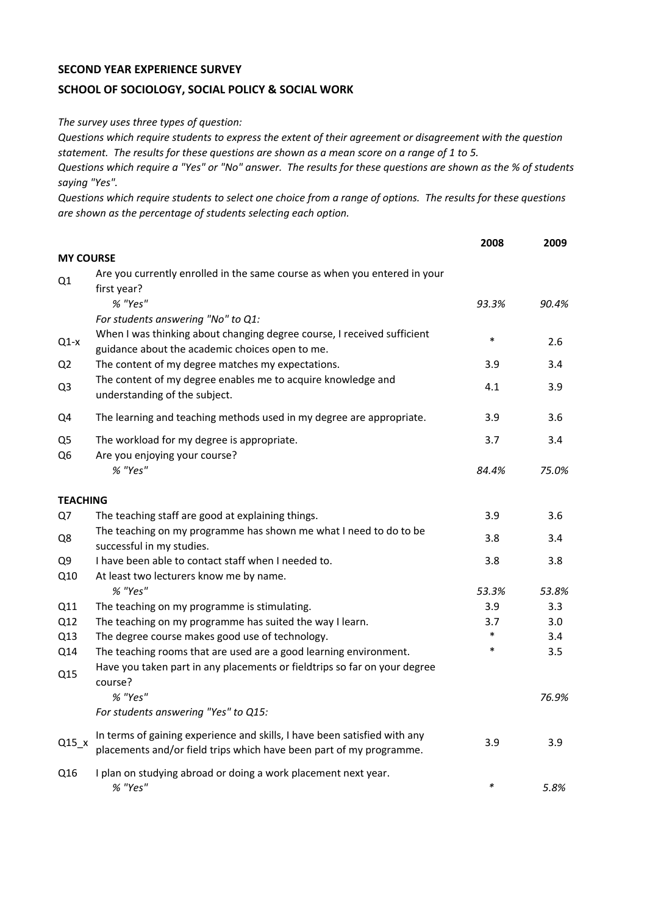**SECOND YEAR EXPERIENCE SURVEY**

**SCHOOL OF SOCIOLOGY, SOCIAL POLICY & SOCIAL WORK**

*The survey uses three types of question:*
*Questions which require students to express the extent of their agreement or disagreement with the question statement. The results for these questions are shown as a mean score on a range of 1 to 5.*
*Questions which require a "Yes" or "No" answer. The results for these questions are shown as the % of students saying "Yes".*
*Questions which require students to select one choice from a range of options. The results for these questions are shown as the percentage of students selecting each option.*

| | | 2008 | 2009 |
|---|---|---|---|
| **MY COURSE** | | | |
| Q1 | Are you currently enrolled in the same course as when you entered in your first year? | | |
| | *% "Yes"* | *93.3%* | *90.4%* |
| | *For students answering "No" to Q1:* | | |
| Q1-x | When I was thinking about changing degree course, I received sufficient guidance about the academic choices open to me. | * | 2.6 |
| Q2 | The content of my degree matches my expectations. | 3.9 | 3.4 |
| Q3 | The content of my degree enables me to acquire knowledge and understanding of the subject. | 4.1 | 3.9 |
| Q4 | The learning and teaching methods used in my degree are appropriate. | 3.9 | 3.6 |
| Q5 | The workload for my degree is appropriate. | 3.7 | 3.4 |
| Q6 | Are you enjoying your course? | | |
| | *% "Yes"* | *84.4%* | *75.0%* |
| **TEACHING** | | | |
| Q7 | The teaching staff are good at explaining things. | 3.9 | 3.6 |
| Q8 | The teaching on my programme has shown me what I need to do to be successful in my studies. | 3.8 | 3.4 |
| Q9 | I have been able to contact staff when I needed to. | 3.8 | 3.8 |
| Q10 | At least two lecturers know me by name. | | |
| | *% "Yes"* | *53.3%* | *53.8%* |
| Q11 | The teaching on my programme is stimulating. | 3.9 | 3.3 |
| Q12 | The teaching on my programme has suited the way I learn. | 3.7 | 3.0 |
| Q13 | The degree course makes good use of technology. | * | 3.4 |
| Q14 | The teaching rooms that are used are a good learning environment. | * | 3.5 |
| Q15 | Have you taken part in any placements or fieldtrips so far on your degree course? | | |
| | *% "Yes"* | | *76.9%* |
| | *For students answering "Yes" to Q15:* | | |
| Q15_x | In terms of gaining experience and skills, I have been satisfied with any placements and/or field trips which have been part of my programme. | 3.9 | 3.9 |
| Q16 | I plan on studying abroad or doing a work placement next year. | | |
| | *% "Yes"* | * | *5.8%* |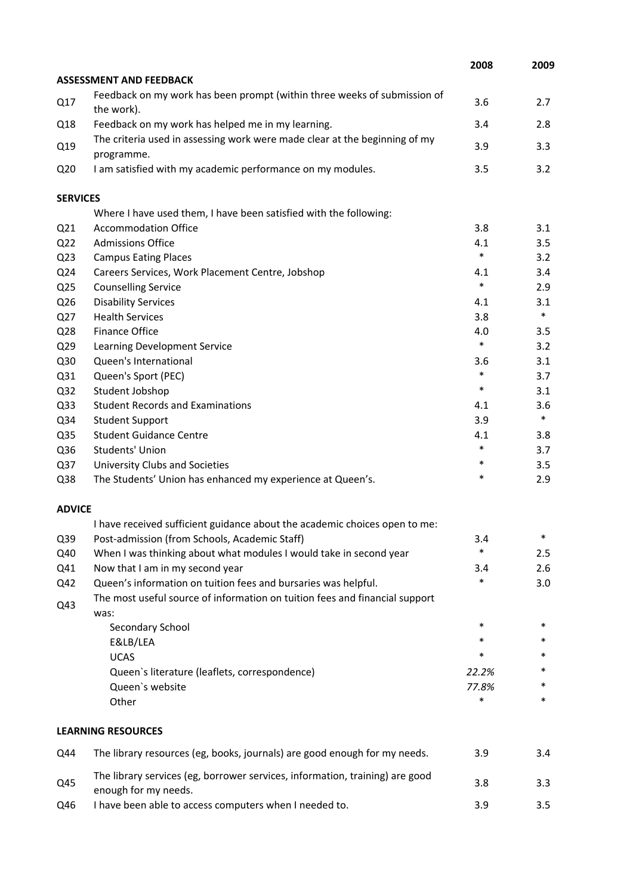| | | 2008 | 2009 |
|---|---|---|---|
| **ASSESSMENT AND FEEDBACK** | | | |
| Q17 | Feedback on my work has been prompt (within three weeks of submission of the work). | 3.6 | 2.7 |
| Q18 | Feedback on my work has helped me in my learning. | 3.4 | 2.8 |
| Q19 | The criteria used in assessing work were made clear at the beginning of my programme. | 3.9 | 3.3 |
| Q20 | I am satisfied with my academic performance on my modules. | 3.5 | 3.2 |
| **SERVICES** | | | |
| | Where I have used them, I have been satisfied with the following: | | |
| Q21 | Accommodation Office | 3.8 | 3.1 |
| Q22 | Admissions Office | 4.1 | 3.5 |
| Q23 | Campus Eating Places | * | 3.2 |
| Q24 | Careers Services, Work Placement Centre, Jobshop | 4.1 | 3.4 |
| Q25 | Counselling Service | * | 2.9 |
| Q26 | Disability Services | 4.1 | 3.1 |
| Q27 | Health Services | 3.8 | * |
| Q28 | Finance Office | 4.0 | 3.5 |
| Q29 | Learning Development Service | * | 3.2 |
| Q30 | Queen's International | 3.6 | 3.1 |
| Q31 | Queen's Sport (PEC) | * | 3.7 |
| Q32 | Student Jobshop | * | 3.1 |
| Q33 | Student Records and Examinations | 4.1 | 3.6 |
| Q34 | Student Support | 3.9 | * |
| Q35 | Student Guidance Centre | 4.1 | 3.8 |
| Q36 | Students' Union | * | 3.7 |
| Q37 | University Clubs and Societies | * | 3.5 |
| Q38 | The Students' Union has enhanced my experience at Queen's. | * | 2.9 |
| **ADVICE** | | | |
| | I have received sufficient guidance about the academic choices open to me: | | |
| Q39 | Post-admission (from Schools, Academic Staff) | 3.4 | * |
| Q40 | When I was thinking about what modules I would take in second year | * | 2.5 |
| Q41 | Now that I am in my second year | 3.4 | 2.6 |
| Q42 | Queen's information on tuition fees and bursaries was helpful. | * | 3.0 |
| Q43 | The most useful source of information on tuition fees and financial support was: | | |
| | Secondary School | * | * |
| | E&LB/LEA | * | * |
| | UCAS | * | * |
| | Queen`s literature (leaflets, correspondence) | *22.2%* | * |
| | Queen`s website | *77.8%* | * |
| | Other | * | * |
| **LEARNING RESOURCES** | | | |
| Q44 | The library resources (eg, books, journals) are good enough for my needs. | 3.9 | 3.4 |
| Q45 | The library services (eg, borrower services, information, training) are good enough for my needs. | 3.8 | 3.3 |
| Q46 | I have been able to access computers when I needed to. | 3.9 | 3.5 |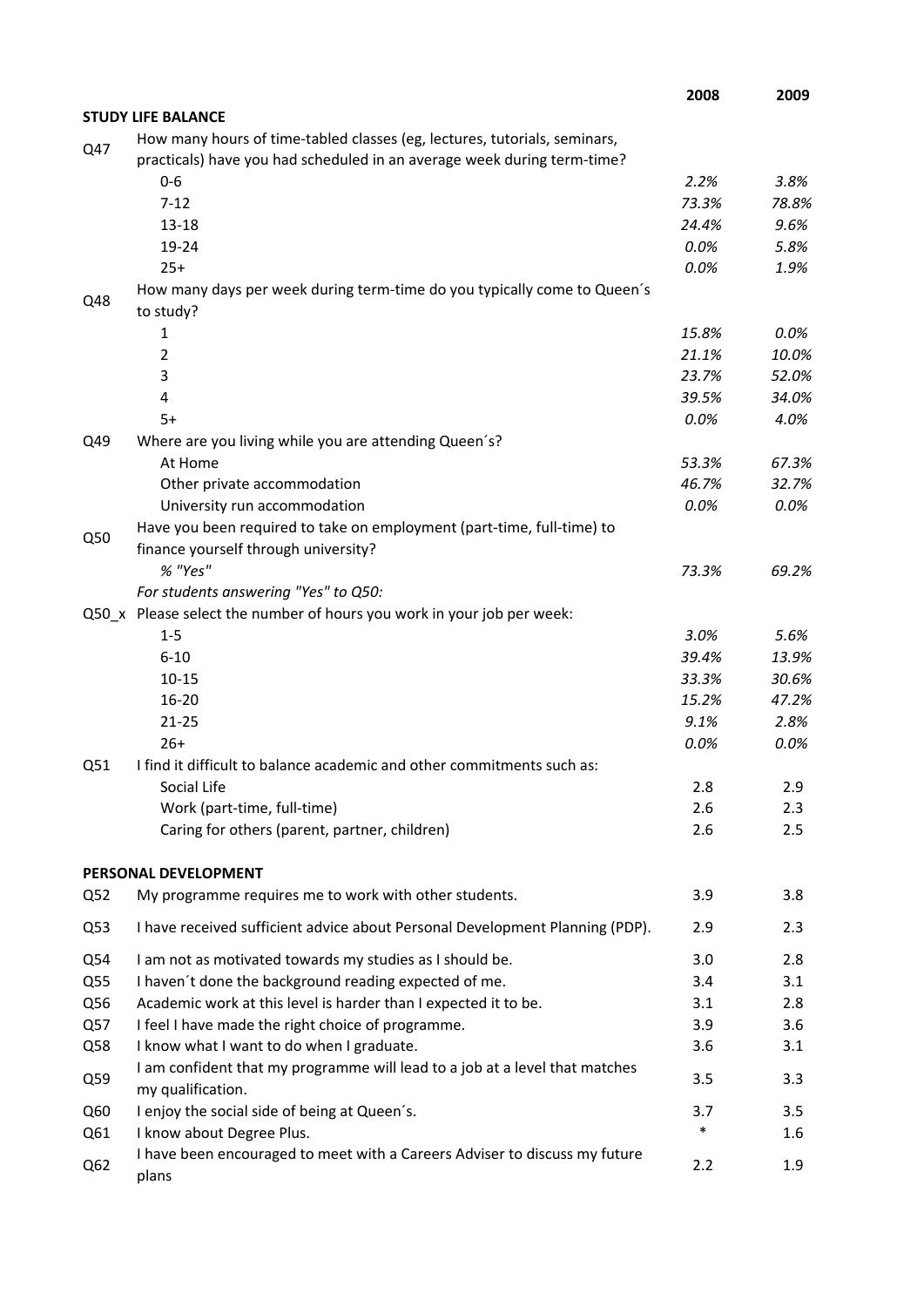| | | 2008 | 2009 |
|---|---|---|---|
| | **STUDY LIFE BALANCE** | | |
| Q47 | How many hours of time-tabled classes (eg, lectures, tutorials, seminars, practicals) have you had scheduled in an average week during term-time? | | |
| | 0-6 | *2.2%* | *3.8%* |
| | 7-12 | *73.3%* | *78.8%* |
| | 13-18 | *24.4%* | *9.6%* |
| | 19-24 | *0.0%* | *5.8%* |
| | 25+ | *0.0%* | *1.9%* |
| Q48 | How many days per week during term-time do you typically come to Queen´s to study? | | |
| | 1 | *15.8%* | *0.0%* |
| | 2 | *21.1%* | *10.0%* |
| | 3 | *23.7%* | *52.0%* |
| | 4 | *39.5%* | *34.0%* |
| | 5+ | *0.0%* | *4.0%* |
| Q49 | Where are you living while you are attending Queen´s? | | |
| | At Home | *53.3%* | *67.3%* |
| | Other private accommodation | *46.7%* | *32.7%* |
| | University run accommodation | *0.0%* | *0.0%* |
| Q50 | Have you been required to take on employment (part-time, full-time) to finance yourself through university? | | |
| | *% "Yes"* | *73.3%* | *69.2%* |
| | *For students answering "Yes" to Q50:* | | |
| Q50_x | Please select the number of hours you work in your job per week: | | |
| | 1-5 | *3.0%* | *5.6%* |
| | 6-10 | *39.4%* | *13.9%* |
| | 10-15 | *33.3%* | *30.6%* |
| | 16-20 | *15.2%* | *47.2%* |
| | 21-25 | *9.1%* | *2.8%* |
| | 26+ | *0.0%* | *0.0%* |
| Q51 | I find it difficult to balance academic and other commitments such as: | | |
| | Social Life | 2.8 | 2.9 |
| | Work (part-time, full-time) | 2.6 | 2.3 |
| | Caring for others (parent, partner, children) | 2.6 | 2.5 |
| | **PERSONAL DEVELOPMENT** | | |
| Q52 | My programme requires me to work with other students. | 3.9 | 3.8 |
| Q53 | I have received sufficient advice about Personal Development Planning (PDP). | 2.9 | 2.3 |
| Q54 | I am not as motivated towards my studies as I should be. | 3.0 | 2.8 |
| Q55 | I haven´t done the background reading expected of me. | 3.4 | 3.1 |
| Q56 | Academic work at this level is harder than I expected it to be. | 3.1 | 2.8 |
| Q57 | I feel I have made the right choice of programme. | 3.9 | 3.6 |
| Q58 | I know what I want to do when I graduate. | 3.6 | 3.1 |
| Q59 | I am confident that my programme will lead to a job at a level that matches my qualification. | 3.5 | 3.3 |
| Q60 | I enjoy the social side of being at Queen´s. | 3.7 | 3.5 |
| Q61 | I know about Degree Plus. | * | 1.6 |
| Q62 | I have been encouraged to meet with a Careers Adviser to discuss my future plans | 2.2 | 1.9 |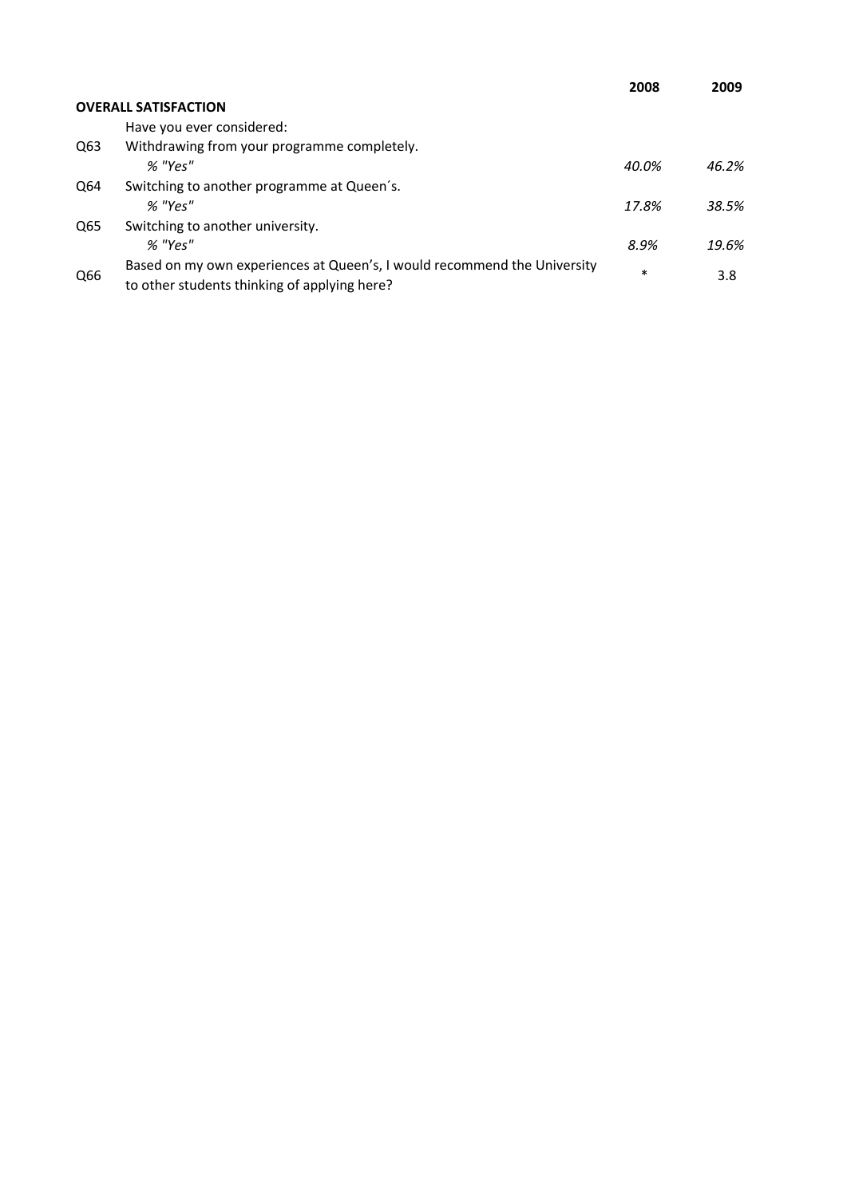| | | 2008 | 2009 |
|---|---|---|---|
| **OVERALL SATISFACTION** | | | |
| | Have you ever considered: | | |
| Q63 | Withdrawing from your programme completely. | | |
| | *% "Yes"* | *40.0%* | *46.2%* |
| Q64 | Switching to another programme at Queen´s. | | |
| | *% "Yes"* | *17.8%* | *38.5%* |
| Q65 | Switching to another university. | | |
| | *% "Yes"* | *8.9%* | *19.6%* |
| Q66 | Based on my own experiences at Queen's, I would recommend the University to other students thinking of applying here? | * | 3.8 |